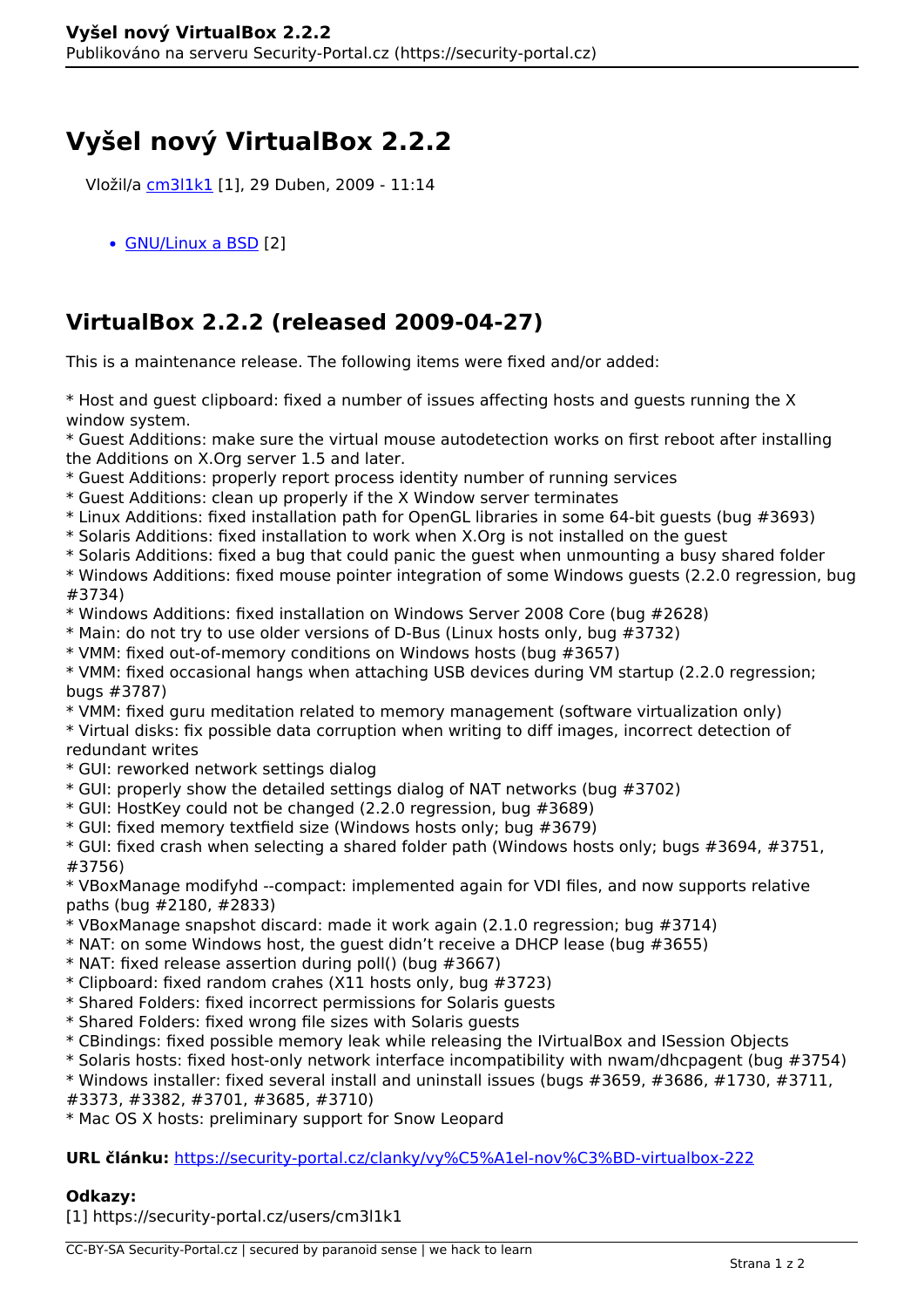# Vyšel nový VirtualBox 2.2.2

Vložil/a cm3l1k1 [1], 29 Duben, 2009 - 11:14

- GNU/Linux a BSD [2]

## VirtualBox 2.2.2 (released 2009-04-27)

This is a maintenance release. The following items were fixed and/or added:

* Host and guest clipboard: fixed a number of issues affecting hosts and guests running the X window system.
* Guest Additions: make sure the virtual mouse autodetection works on first reboot after installing the Additions on X.Org server 1.5 and later.
* Guest Additions: properly report process identity number of running services
* Guest Additions: clean up properly if the X Window server terminates
* Linux Additions: fixed installation path for OpenGL libraries in some 64-bit guests (bug #3693)
* Solaris Additions: fixed installation to work when X.Org is not installed on the guest
* Solaris Additions: fixed a bug that could panic the guest when unmounting a busy shared folder
* Windows Additions: fixed mouse pointer integration of some Windows guests (2.2.0 regression, bug #3734)
* Windows Additions: fixed installation on Windows Server 2008 Core (bug #2628)
* Main: do not try to use older versions of D-Bus (Linux hosts only, bug #3732)
* VMM: fixed out-of-memory conditions on Windows hosts (bug #3657)
* VMM: fixed occasional hangs when attaching USB devices during VM startup (2.2.0 regression; bugs #3787)
* VMM: fixed guru meditation related to memory management (software virtualization only)
* Virtual disks: fix possible data corruption when writing to diff images, incorrect detection of redundant writes
* GUI: reworked network settings dialog
* GUI: properly show the detailed settings dialog of NAT networks (bug #3702)
* GUI: HostKey could not be changed (2.2.0 regression, bug #3689)
* GUI: fixed memory textfield size (Windows hosts only; bug #3679)
* GUI: fixed crash when selecting a shared folder path (Windows hosts only; bugs #3694, #3751, #3756)
* VBoxManage modifyhd --compact: implemented again for VDI files, and now supports relative paths (bug #2180, #2833)
* VBoxManage snapshot discard: made it work again (2.1.0 regression; bug #3714)
* NAT: on some Windows host, the guest didn't receive a DHCP lease (bug #3655)
* NAT: fixed release assertion during poll() (bug #3667)
* Clipboard: fixed random crahes (X11 hosts only, bug #3723)
* Shared Folders: fixed incorrect permissions for Solaris guests
* Shared Folders: fixed wrong file sizes with Solaris guests
* CBindings: fixed possible memory leak while releasing the IVirtualBox and ISession Objects
* Solaris hosts: fixed host-only network interface incompatibility with nwam/dhcpagent (bug #3754)
* Windows installer: fixed several install and uninstall issues (bugs #3659, #3686, #1730, #3711, #3373, #3382, #3701, #3685, #3710)
* Mac OS X hosts: preliminary support for Snow Leopard

**URL článku:** https://security-portal.cz/clanky/vy%C5%A1el-nov%C3%BD-virtualbox-222

**Odkazy:**
[1] https://security-portal.cz/users/cm3l1k1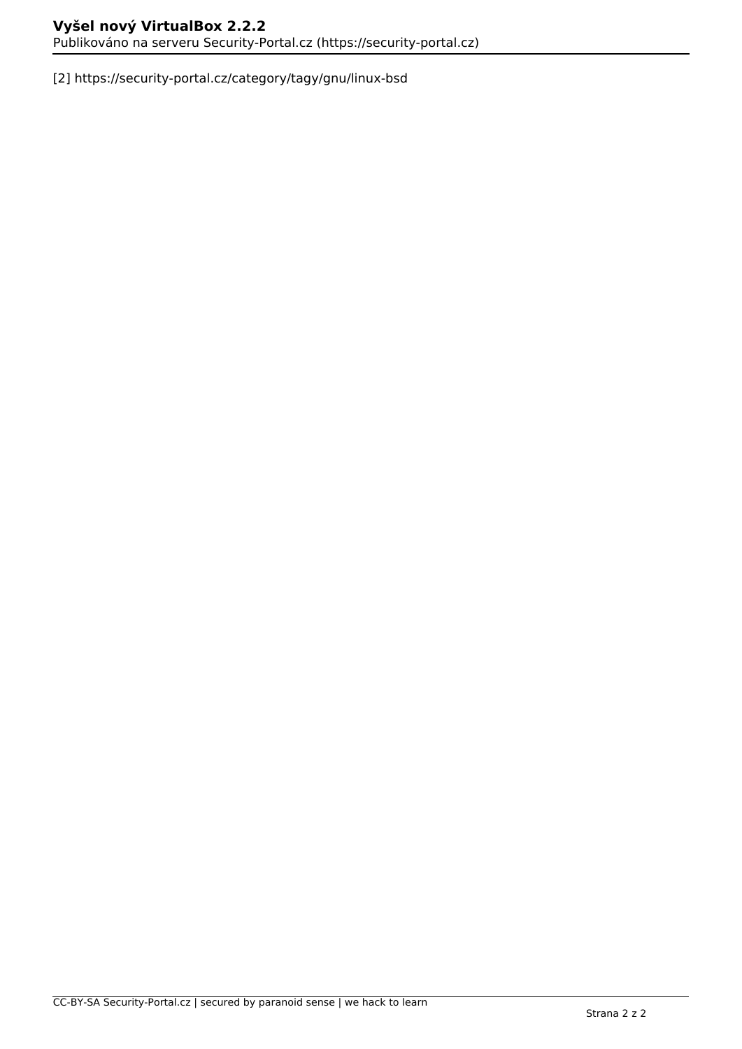[2] https://security-portal.cz/category/tagy/gnu/linux-bsd